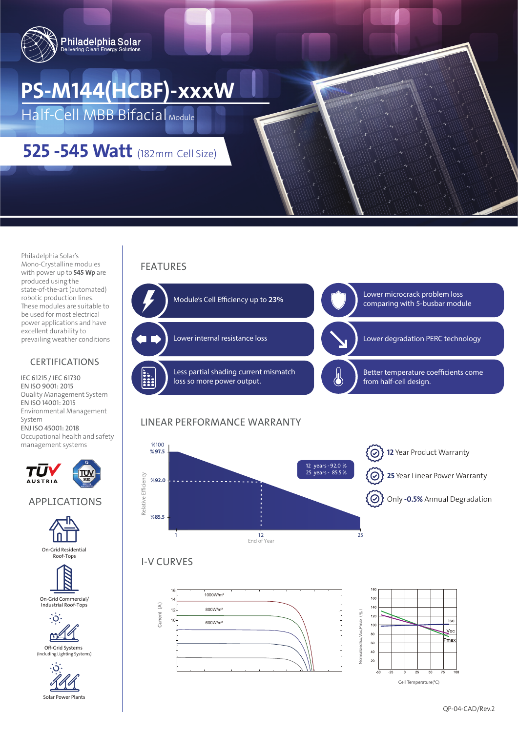Philadelphia Solar
Delivering Clean Energy Solutions

# PS-M144(HCBF)-xxxW

## Half-Cell MBB Bifacial Module

## 525 -545 Watt (182mm Cell Size)

Philadelphia Solar's Mono-Crystalline modules with power up to **545 Wp** are produced using the state-of-the-art (automated) robotic production lines. These modules are suitable to be used for most electrical power applications and have excellent durability to prevailing weather conditions

### CERTIFICATIONS

IEC 61215 / IEC 61730
EN ISO 9001: 2015
Quality Management System
EN ISO 14001: 2015
Environmental Management System
ENJ ISO 45001: 2018
Occupational health and safety management systems

### APPLICATIONS

- On-Grid Residential Roof-Tops
- On-Grid Commercial/ Industrial Roof-Tops
- Off-Grid Systems (Including Lighting Systems)
- Solar Power Plants

## FEATURES

- Module's Cell Efficiency up to **23%**
- Lower microcrack problem loss comparing with 5-busbar module
- Lower internal resistance loss
- Lower degradation PERC technology
- Less partial shading current mismatch loss so more power output.
- Better temperature coefficients come from half-cell design.

## LINEAR PERFORMANCE WARRANTY

Relative Efficiency: %100, %97.5, %92.0, %85.5
End of Year: 1, 12, 25

12 years - 92.0 %
25 years - 85.5 %

- **12** Year Product Warranty
- **25** Year Linear Power Warranty
- Only **-0.5%** Annual Degradation

## I-V CURVES

Current (A): 1000W/m², 800W/m², 600W/m²

Normalized Isc, Voc, Pmax (%) vs Cell Temperature(°C): Isc, Voc, Pmax

QP-04-CAD/Rev.2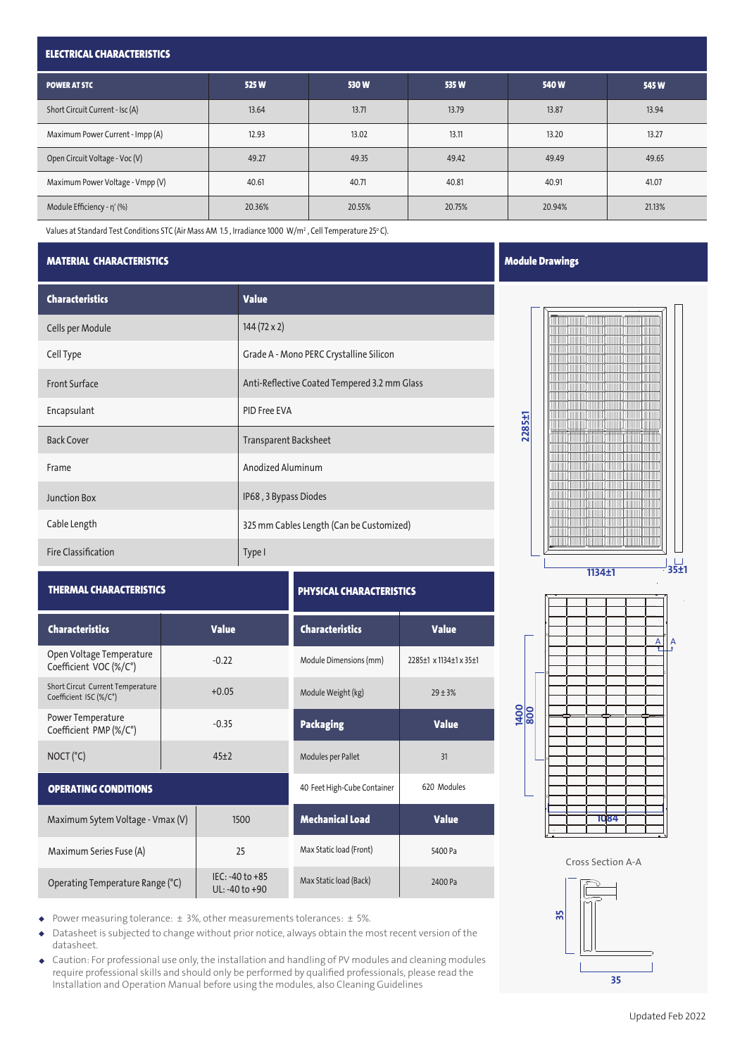## ELECTRICAL CHARACTERISTICS

| POWER AT STC | 525 W | 530 W | 535 W | 540 W | 545 W |
|---|---|---|---|---|---|
| Short Circuit Current - Isc (A) | 13.64 | 13.71 | 13.79 | 13.87 | 13.94 |
| Maximum Power Current - Impp (A) | 12.93 | 13.02 | 13.11 | 13.20 | 13.27 |
| Open Circuit Voltage - Voc (V) | 49.27 | 49.35 | 49.42 | 49.49 | 49.65 |
| Maximum Power Voltage - Vmpp (V) | 40.61 | 40.71 | 40.81 | 40.91 | 41.07 |
| Module Efficiency - η' (%) | 20.36% | 20.55% | 20.75% | 20.94% | 21.13% |

Values at Standard Test Conditions STC (Air Mass AM 1.5 , Irradiance 1000 W/m², Cell Temperature 25° C).

## MATERIAL CHARACTERISTICS

| Characteristics | Value |
|---|---|
| Cells per Module | 144 (72 x 2) |
| Cell Type | Grade A - Mono PERC Crystalline Silicon |
| Front Surface | Anti-Reflective Coated Tempered 3.2 mm Glass |
| Encapsulant | PID Free EVA |
| Back Cover | Transparent Backsheet |
| Frame | Anodized Aluminum |
| Junction Box | IP68 , 3 Bypass Diodes |
| Cable Length | 325 mm Cables Length (Can be Customized) |
| Fire Classification | Type I |

## THERMAL CHARACTERISTICS

| Characteristics | Value |
|---|---|
| Open Voltage Temperature Coefficient VOC (%/C°) | -0.22 |
| Short Circut Current Temperature Coefficient ISC (%/C°) | +0.05 |
| Power Temperature Coefficient PMP (%/C°) | -0.35 |
| NOCT (°C) | 45±2 |

## OPERATING CONDITIONS

| | |
|---|---|
| Maximum Sytem Voltage - Vmax (V) | 1500 |
| Maximum Series Fuse (A) | 25 |
| Operating Temperature Range (°C) | IEC: -40 to +85<br>UL: -40 to +90 |

## PHYSICAL CHARACTERISTICS

| Characteristics | Value |
|---|---|
| Module Dimensions (mm) | 2285±1 x 1134±1 x 35±1 |
| Module Weight (kg) | 29 ± 3% |

| Packaging | Value |
|---|---|
| Modules per Pallet | 31 |
| 40 Feet High-Cube Container | 620 Modules |

| Mechanical Load | Value |
|---|---|
| Max Static load (Front) | 5400 Pa |
| Max Static load (Back) | 2400 Pa |

## Module Drawings

2285±1

1134±1

35±1

1400

800

1084

A A

Cross Section A-A

35

35

- Power measuring tolerance: ± 3%, other measurements tolerances: ± 5%.
- Datasheet is subjected to change without prior notice, always obtain the most recent version of the datasheet.
- Caution: For professional use only, the installation and handling of PV modules and cleaning modules require professional skills and should only be performed by qualified professionals, please read the Installation and Operation Manual before using the modules, also Cleaning Guidelines

Updated Feb 2022